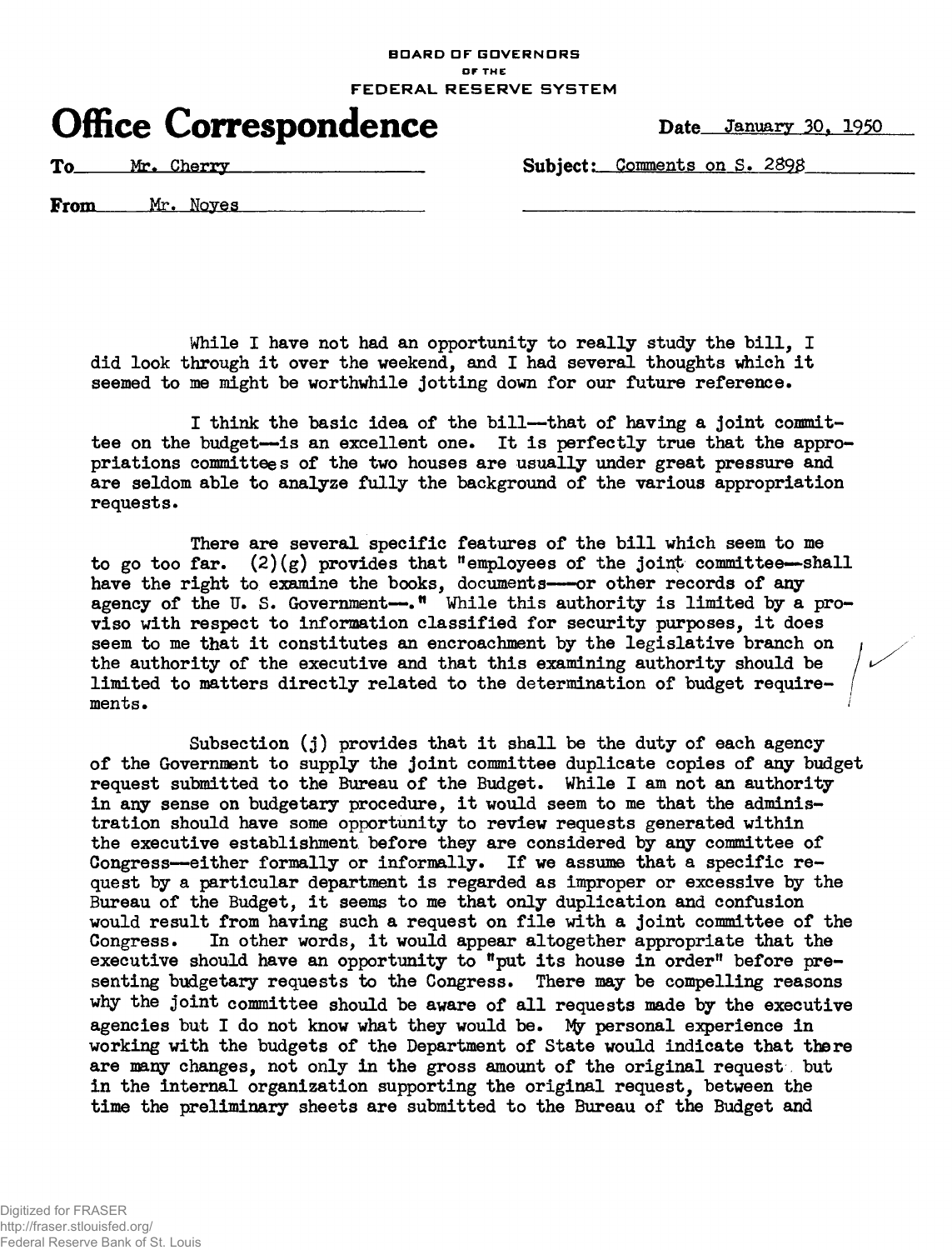BOARD OF GOVERNORS
OF THE
FEDERAL RESERVE SYSTEM

# Office Correspondence

Date January 30, 1950

To Mr. Cherry

Subject: Comments on S. 2898

From Mr. Noyes

While I have not had an opportunity to really study the bill, I did look through it over the weekend, and I had several thoughts which it seemed to me might be worthwhile jotting down for our future reference.

I think the basic idea of the bill—that of having a joint committee on the budget—is an excellent one. It is perfectly true that the appropriations committees of the two houses are usually under great pressure and are seldom able to analyze fully the background of the various appropriation requests.

There are several specific features of the bill which seem to me to go too far. (2)(g) provides that "employees of the joint committee—shall have the right to examine the books, documents——or other records of any agency of the U. S. Government—." While this authority is limited by a proviso with respect to information classified for security purposes, it does seem to me that it constitutes an encroachment by the legislative branch on the authority of the executive and that this examining authority should be limited to matters directly related to the determination of budget requirements.

Subsection (j) provides that it shall be the duty of each agency of the Government to supply the joint committee duplicate copies of any budget request submitted to the Bureau of the Budget. While I am not an authority in any sense on budgetary procedure, it would seem to me that the administration should have some opportunity to review requests generated within the executive establishment before they are considered by any committee of Congress—either formally or informally. If we assume that a specific request by a particular department is regarded as improper or excessive by the Bureau of the Budget, it seems to me that only duplication and confusion would result from having such a request on file with a joint committee of the Congress. In other words, it would appear altogether appropriate that the executive should have an opportunity to "put its house in order" before presenting budgetary requests to the Congress. There may be compelling reasons why the joint committee should be aware of all requests made by the executive agencies but I do not know what they would be. My personal experience in working with the budgets of the Department of State would indicate that there are many changes, not only in the gross amount of the original request but in the internal organization supporting the original request, between the time the preliminary sheets are submitted to the Bureau of the Budget and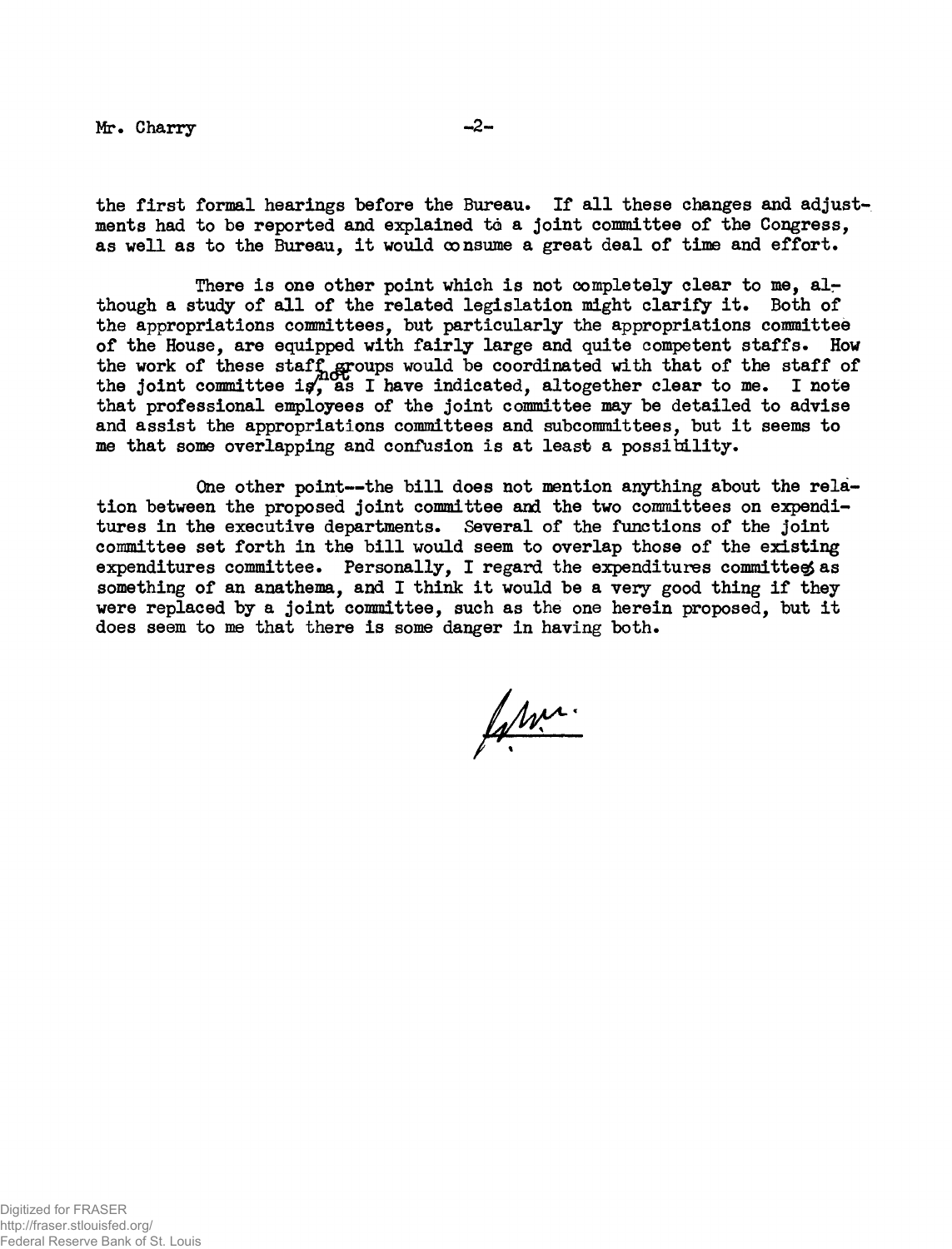Mr. Charry

the first formal hearings before the Bureau. If all these changes and adjustments had to be reported and explained to a joint committee of the Congress, as well as to the Bureau, it would consume a great deal of time and effort.

There is one other point which is not completely clear to me, although a study of all of the related legislation might clarify it. Both of the appropriations committees, but particularly the appropriations committee of the House, are equipped with fairly large and quite competent staffs. How the work of these staff groups would be coordinated with that of the staff of the joint committee is not, as I have indicated, altogether clear to me. I note that professional employees of the joint committee may be detailed to advise and assist the appropriations committees and subcommittees, but it seems to me that some overlapping and confusion is at least a possibility.

One other point--the bill does not mention anything about the relation between the proposed joint committee and the two committees on expenditures in the executive departments. Several of the functions of the joint committee set forth in the bill would seem to overlap those of the existing expenditures committee. Personally, I regard the expenditures committees as something of an anathema, and I think it would be a very good thing if they were replaced by a joint committee, such as the one herein proposed, but it does seem to me that there is some danger in having both.